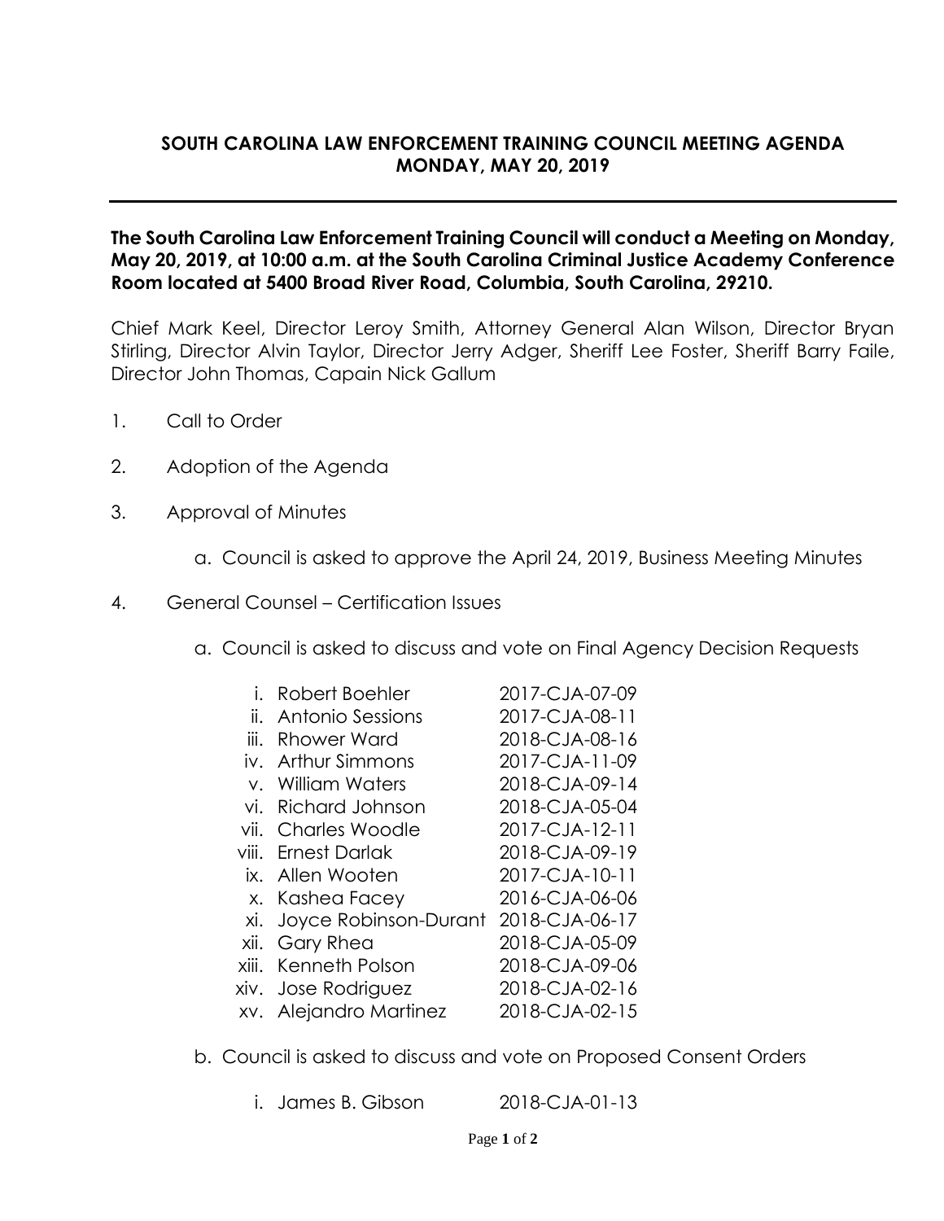# SOUTH CAROLINA LAW ENFORCEMENT TRAINING COUNCIL MEETING AGENDA
## MONDAY, MAY 20, 2019

---

**The South Carolina Law Enforcement Training Council will conduct a Meeting on Monday, May 20, 2019, at 10:00 a.m. at the South Carolina Criminal Justice Academy Conference Room located at 5400 Broad River Road, Columbia, South Carolina, 29210.**

Chief Mark Keel, Director Leroy Smith, Attorney General Alan Wilson, Director Bryan Stirling, Director Alvin Taylor, Director Jerry Adger, Sheriff Lee Foster, Sheriff Barry Faile, Director John Thomas, Capain Nick Gallum

1. Call to Order

2. Adoption of the Agenda

3. Approval of Minutes

   a. Council is asked to approve the April 24, 2019, Business Meeting Minutes

4. General Counsel – Certification Issues

   a. Council is asked to discuss and vote on Final Agency Decision Requests

      i. Robert Boehler 2017-CJA-07-09
      ii. Antonio Sessions 2017-CJA-08-11
      iii. Rhower Ward 2018-CJA-08-16
      iv. Arthur Simmons 2017-CJA-11-09
      v. William Waters 2018-CJA-09-14
      vi. Richard Johnson 2018-CJA-05-04
      vii. Charles Woodle 2017-CJA-12-11
      viii. Ernest Darlak 2018-CJA-09-19
      ix. Allen Wooten 2017-CJA-10-11
      x. Kashea Facey 2016-CJA-06-06
      xi. Joyce Robinson-Durant 2018-CJA-06-17
      xii. Gary Rhea 2018-CJA-05-09
      xiii. Kenneth Polson 2018-CJA-09-06
      xiv. Jose Rodriguez 2018-CJA-02-16
      xv. Alejandro Martinez 2018-CJA-02-15

   b. Council is asked to discuss and vote on Proposed Consent Orders

      i. James B. Gibson 2018-CJA-01-13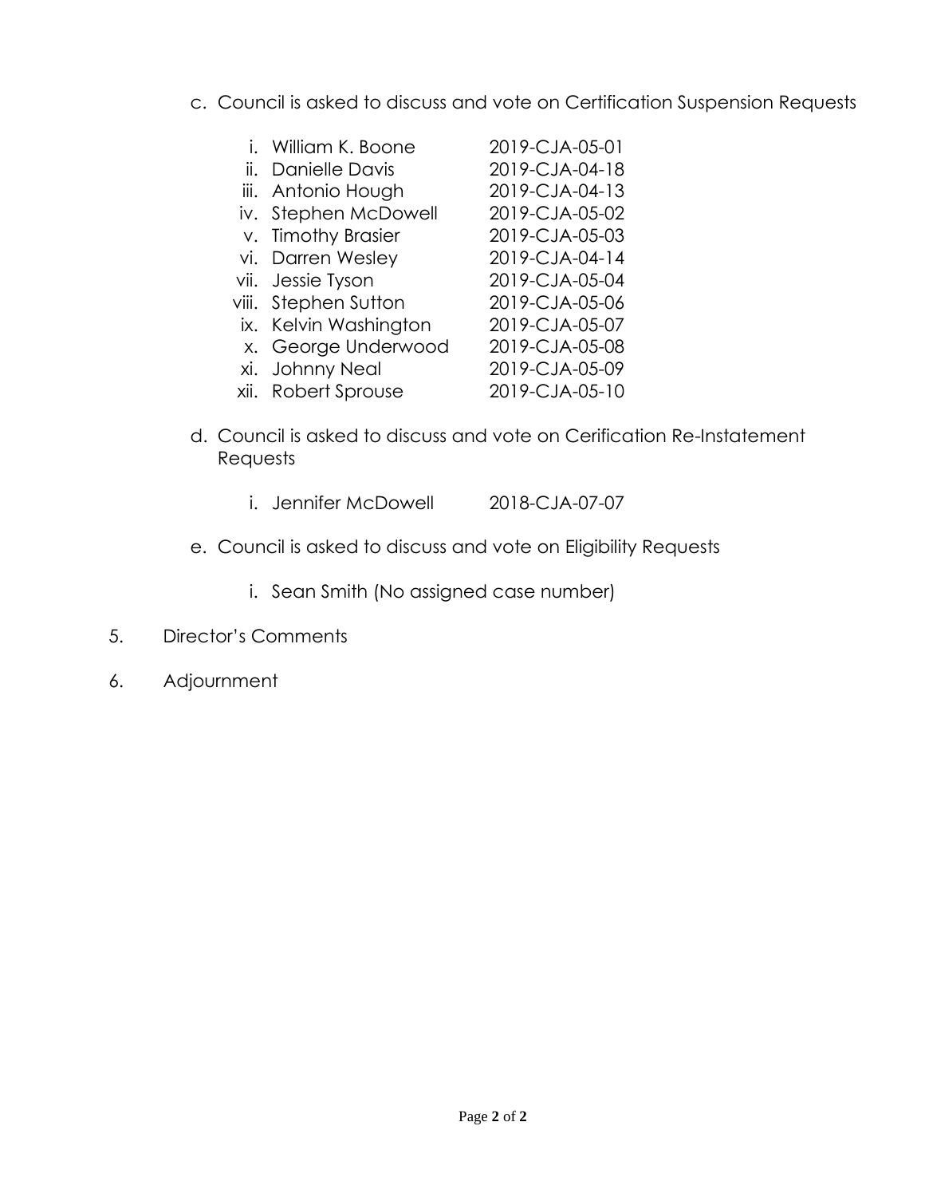c. Council is asked to discuss and vote on Certification Suspension Requests

   i. William K. Boone 2019-CJA-05-01
   ii. Danielle Davis 2019-CJA-04-18
   iii. Antonio Hough 2019-CJA-04-13
   iv. Stephen McDowell 2019-CJA-05-02
   v. Timothy Brasier 2019-CJA-05-03
   vi. Darren Wesley 2019-CJA-04-14
   vii. Jessie Tyson 2019-CJA-05-04
   viii. Stephen Sutton 2019-CJA-05-06
   ix. Kelvin Washington 2019-CJA-05-07
   x. George Underwood 2019-CJA-05-08
   xi. Johnny Neal 2019-CJA-05-09
   xii. Robert Sprouse 2019-CJA-05-10

d. Council is asked to discuss and vote on Cerification Re-Instatement Requests

   i. Jennifer McDowell 2018-CJA-07-07

e. Council is asked to discuss and vote on Eligibility Requests

   i. Sean Smith (No assigned case number)

5. Director's Comments

6. Adjournment